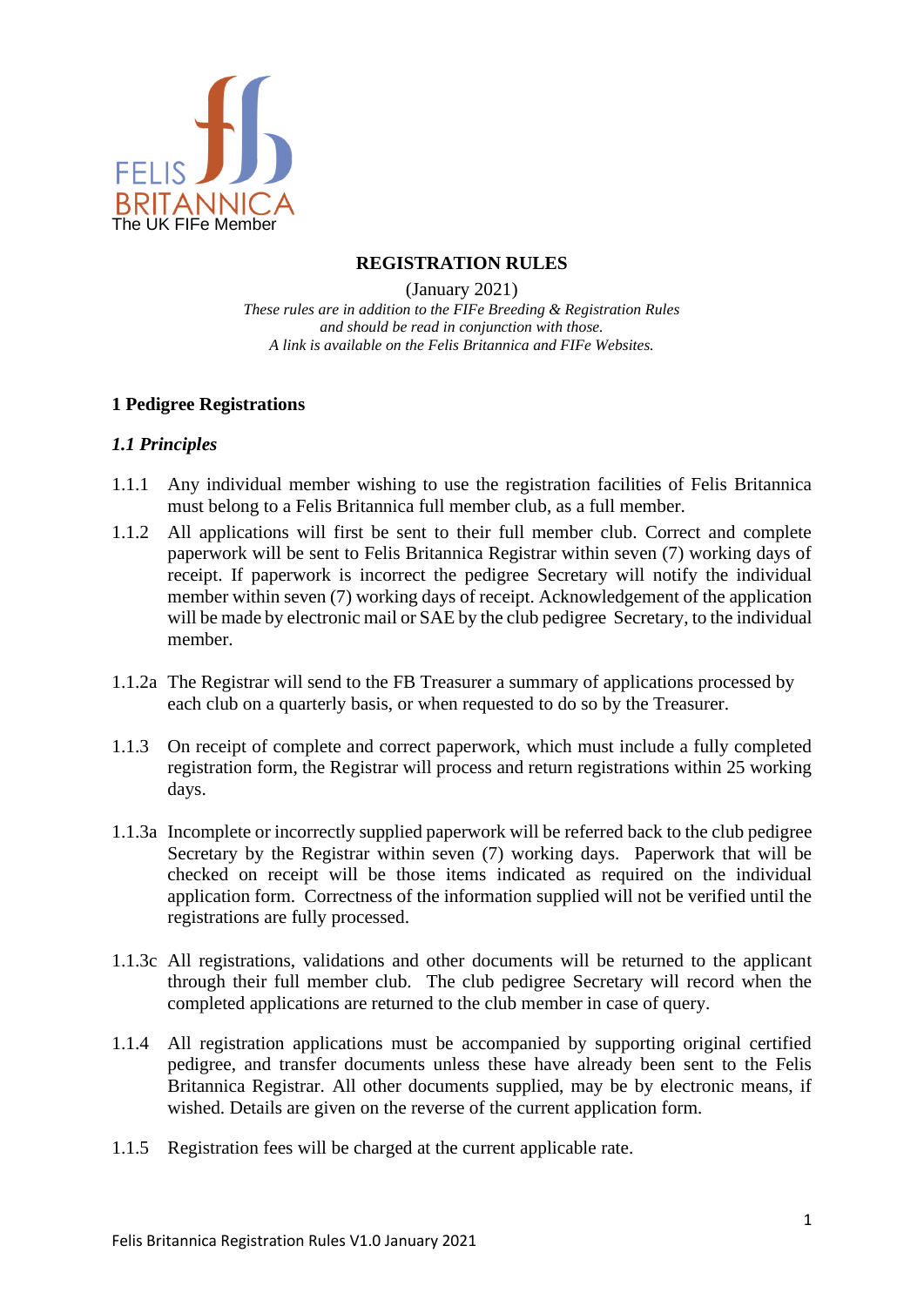FELIS BRITANNICA
The UK FIFe Member

# REGISTRATION RULES

(January 2021)

*These rules are in addition to the FIFe Breeding & Registration Rules and should be read in conjunction with those. A link is available on the Felis Britannica and FIFe Websites.*

## 1 Pedigree Registrations

### *1.1 Principles*

1.1.1 Any individual member wishing to use the registration facilities of Felis Britannica must belong to a Felis Britannica full member club, as a full member.

1.1.2 All applications will first be sent to their full member club. Correct and complete paperwork will be sent to Felis Britannica Registrar within seven (7) working days of receipt. If paperwork is incorrect the pedigree Secretary will notify the individual member within seven (7) working days of receipt. Acknowledgement of the application will be made by electronic mail or SAE by the club pedigree Secretary, to the individual member.

1.1.2a The Registrar will send to the FB Treasurer a summary of applications processed by each club on a quarterly basis, or when requested to do so by the Treasurer.

1.1.3 On receipt of complete and correct paperwork, which must include a fully completed registration form, the Registrar will process and return registrations within 25 working days.

1.1.3a Incomplete or incorrectly supplied paperwork will be referred back to the club pedigree Secretary by the Registrar within seven (7) working days. Paperwork that will be checked on receipt will be those items indicated as required on the individual application form. Correctness of the information supplied will not be verified until the registrations are fully processed.

1.1.3c All registrations, validations and other documents will be returned to the applicant through their full member club. The club pedigree Secretary will record when the completed applications are returned to the club member in case of query.

1.1.4 All registration applications must be accompanied by supporting original certified pedigree, and transfer documents unless these have already been sent to the Felis Britannica Registrar. All other documents supplied, may be by electronic means, if wished. Details are given on the reverse of the current application form.

1.1.5 Registration fees will be charged at the current applicable rate.

Felis Britannica Registration Rules V1.0 January 2021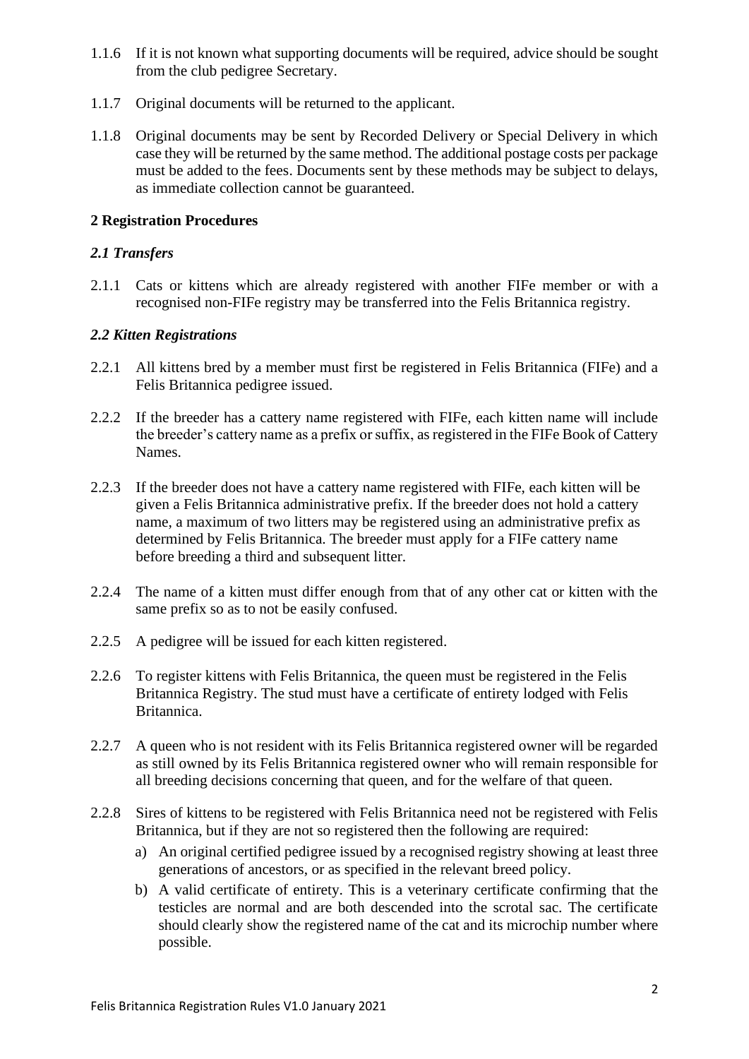1.1.6 If it is not known what supporting documents will be required, advice should be sought from the club pedigree Secretary.

1.1.7 Original documents will be returned to the applicant.

1.1.8 Original documents may be sent by Recorded Delivery or Special Delivery in which case they will be returned by the same method. The additional postage costs per package must be added to the fees. Documents sent by these methods may be subject to delays, as immediate collection cannot be guaranteed.

## 2 Registration Procedures

### *2.1 Transfers*

2.1.1 Cats or kittens which are already registered with another FIFe member or with a recognised non-FIFe registry may be transferred into the Felis Britannica registry.

### *2.2 Kitten Registrations*

2.2.1 All kittens bred by a member must first be registered in Felis Britannica (FIFe) and a Felis Britannica pedigree issued.

2.2.2 If the breeder has a cattery name registered with FIFe, each kitten name will include the breeder's cattery name as a prefix or suffix, as registered in the FIFe Book of Cattery Names.

2.2.3 If the breeder does not have a cattery name registered with FIFe, each kitten will be given a Felis Britannica administrative prefix. If the breeder does not hold a cattery name, a maximum of two litters may be registered using an administrative prefix as determined by Felis Britannica. The breeder must apply for a FIFe cattery name before breeding a third and subsequent litter.

2.2.4 The name of a kitten must differ enough from that of any other cat or kitten with the same prefix so as to not be easily confused.

2.2.5 A pedigree will be issued for each kitten registered.

2.2.6 To register kittens with Felis Britannica, the queen must be registered in the Felis Britannica Registry. The stud must have a certificate of entirety lodged with Felis Britannica.

2.2.7 A queen who is not resident with its Felis Britannica registered owner will be regarded as still owned by its Felis Britannica registered owner who will remain responsible for all breeding decisions concerning that queen, and for the welfare of that queen.

2.2.8 Sires of kittens to be registered with Felis Britannica need not be registered with Felis Britannica, but if they are not so registered then the following are required:

a) An original certified pedigree issued by a recognised registry showing at least three generations of ancestors, or as specified in the relevant breed policy.

b) A valid certificate of entirety. This is a veterinary certificate confirming that the testicles are normal and are both descended into the scrotal sac. The certificate should clearly show the registered name of the cat and its microchip number where possible.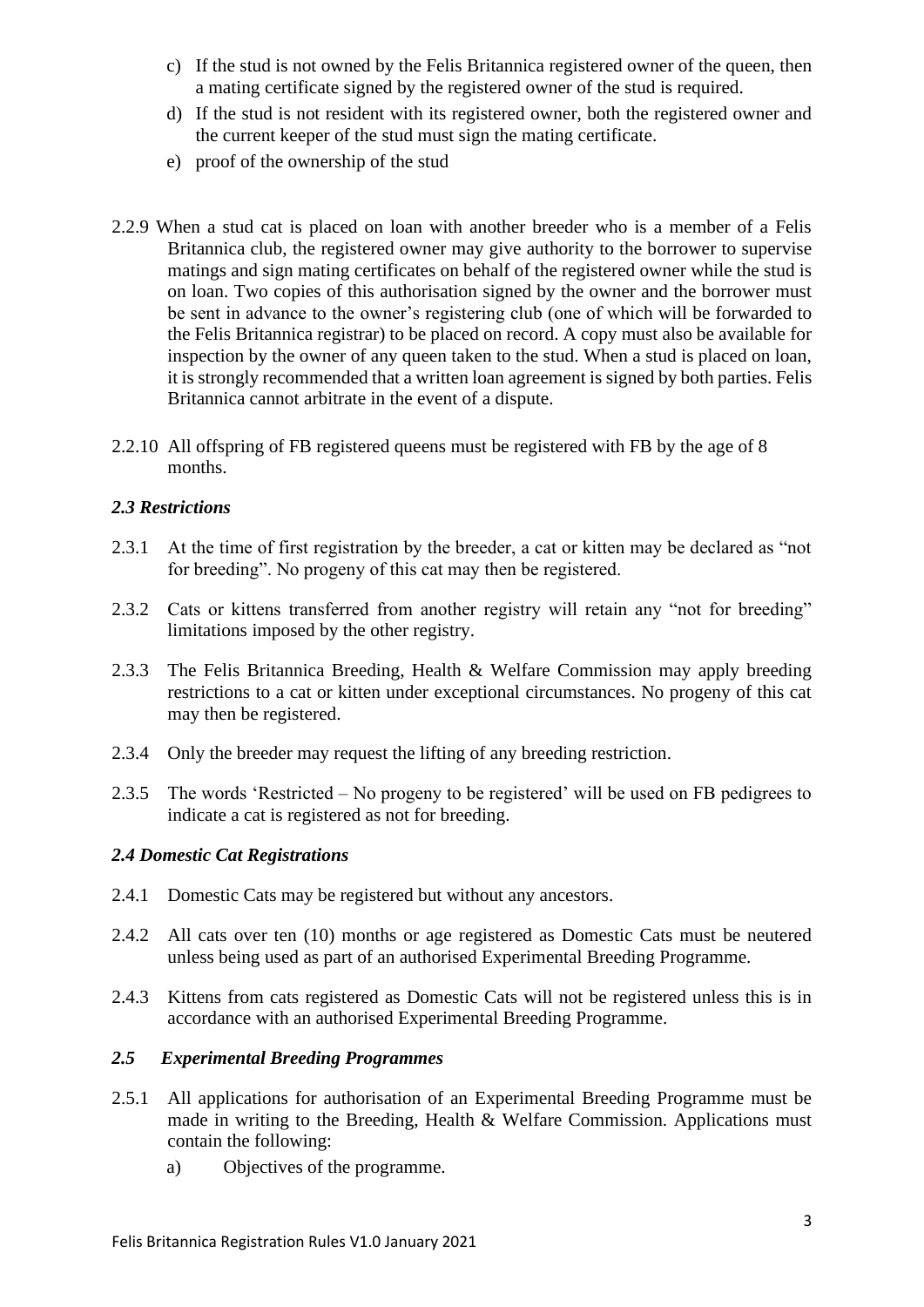c) If the stud is not owned by the Felis Britannica registered owner of the queen, then a mating certificate signed by the registered owner of the stud is required.

d) If the stud is not resident with its registered owner, both the registered owner and the current keeper of the stud must sign the mating certificate.

e) proof of the ownership of the stud

2.2.9 When a stud cat is placed on loan with another breeder who is a member of a Felis Britannica club, the registered owner may give authority to the borrower to supervise matings and sign mating certificates on behalf of the registered owner while the stud is on loan. Two copies of this authorisation signed by the owner and the borrower must be sent in advance to the owner's registering club (one of which will be forwarded to the Felis Britannica registrar) to be placed on record. A copy must also be available for inspection by the owner of any queen taken to the stud. When a stud is placed on loan, it is strongly recommended that a written loan agreement is signed by both parties. Felis Britannica cannot arbitrate in the event of a dispute.

2.2.10 All offspring of FB registered queens must be registered with FB by the age of 8 months.

### *2.3 Restrictions*

2.3.1 At the time of first registration by the breeder, a cat or kitten may be declared as "not for breeding". No progeny of this cat may then be registered.

2.3.2 Cats or kittens transferred from another registry will retain any "not for breeding" limitations imposed by the other registry.

2.3.3 The Felis Britannica Breeding, Health & Welfare Commission may apply breeding restrictions to a cat or kitten under exceptional circumstances. No progeny of this cat may then be registered.

2.3.4 Only the breeder may request the lifting of any breeding restriction.

2.3.5 The words 'Restricted – No progeny to be registered' will be used on FB pedigrees to indicate a cat is registered as not for breeding.

### *2.4 Domestic Cat Registrations*

2.4.1 Domestic Cats may be registered but without any ancestors.

2.4.2 All cats over ten (10) months or age registered as Domestic Cats must be neutered unless being used as part of an authorised Experimental Breeding Programme.

2.4.3 Kittens from cats registered as Domestic Cats will not be registered unless this is in accordance with an authorised Experimental Breeding Programme.

### *2.5 Experimental Breeding Programmes*

2.5.1 All applications for authorisation of an Experimental Breeding Programme must be made in writing to the Breeding, Health & Welfare Commission. Applications must contain the following:

a) Objectives of the programme.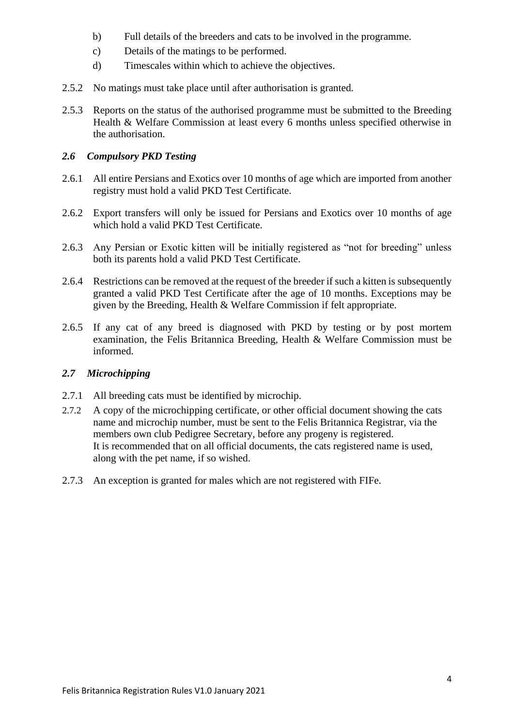b) Full details of the breeders and cats to be involved in the programme.

c) Details of the matings to be performed.

d) Timescales within which to achieve the objectives.

2.5.2 No matings must take place until after authorisation is granted.

2.5.3 Reports on the status of the authorised programme must be submitted to the Breeding Health & Welfare Commission at least every 6 months unless specified otherwise in the authorisation.

### *2.6 Compulsory PKD Testing*

2.6.1 All entire Persians and Exotics over 10 months of age which are imported from another registry must hold a valid PKD Test Certificate.

2.6.2 Export transfers will only be issued for Persians and Exotics over 10 months of age which hold a valid PKD Test Certificate.

2.6.3 Any Persian or Exotic kitten will be initially registered as "not for breeding" unless both its parents hold a valid PKD Test Certificate.

2.6.4 Restrictions can be removed at the request of the breeder if such a kitten is subsequently granted a valid PKD Test Certificate after the age of 10 months. Exceptions may be given by the Breeding, Health & Welfare Commission if felt appropriate.

2.6.5 If any cat of any breed is diagnosed with PKD by testing or by post mortem examination, the Felis Britannica Breeding, Health & Welfare Commission must be informed.

### *2.7 Microchipping*

2.7.1 All breeding cats must be identified by microchip.

2.7.2 A copy of the microchipping certificate, or other official document showing the cats name and microchip number, must be sent to the Felis Britannica Registrar, via the members own club Pedigree Secretary, before any progeny is registered.
It is recommended that on all official documents, the cats registered name is used, along with the pet name, if so wished.

2.7.3 An exception is granted for males which are not registered with FIFe.